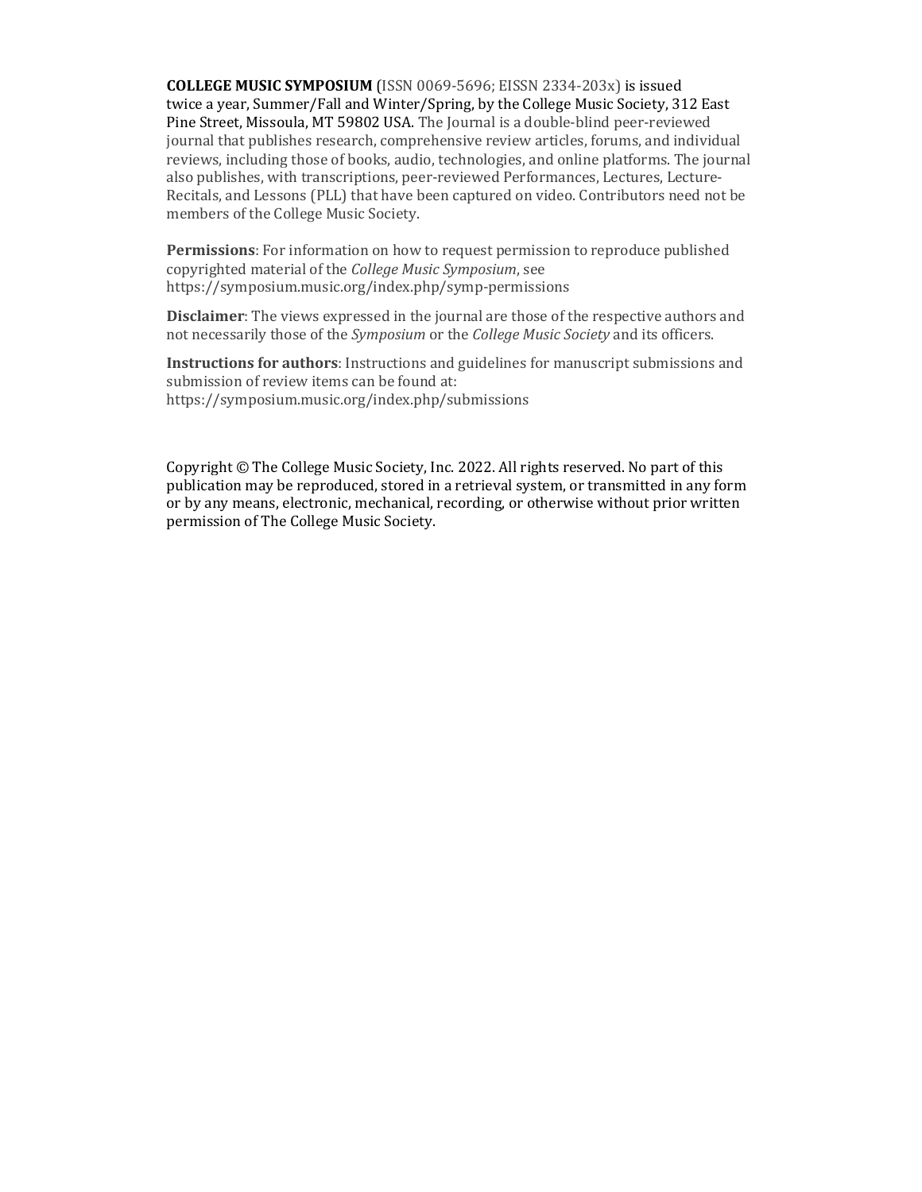**COLLEGE MUSIC SYMPOSIUM** (ISSN 0069-5696; EISSN 2334-203x) is issued twice a year, Summer/Fall and Winter/Spring, by the College Music Society, 312 East Pine Street, Missoula, MT 59802 USA. The Journal is a double-blind peer-reviewed journal that publishes research, comprehensive review articles, forums, and individual reviews, including those of books, audio, technologies, and online platforms. The journal also publishes, with transcriptions, peer-reviewed Performances, Lectures, Lecture-Recitals, and Lessons (PLL) that have been captured on video. Contributors need not be members of the College Music Society.

**Permissions**: For information on how to request permission to reproduce published copyrighted material of the *College Music Symposium*, see https://symposium.music.org/index.php/symp-permissions

**Disclaimer**: The views expressed in the journal are those of the respective authors and not necessarily those of the *Symposium* or the *College Music Society* and its officers.

**Instructions for authors**: Instructions and guidelines for manuscript submissions and submission of review items can be found at: https://symposium.music.org/index.php/submissions

Copyright © The College Music Society, Inc. 2022. All rights reserved. No part of this publication may be reproduced, stored in a retrieval system, or transmitted in any form or by any means, electronic, mechanical, recording, or otherwise without prior written permission of The College Music Society.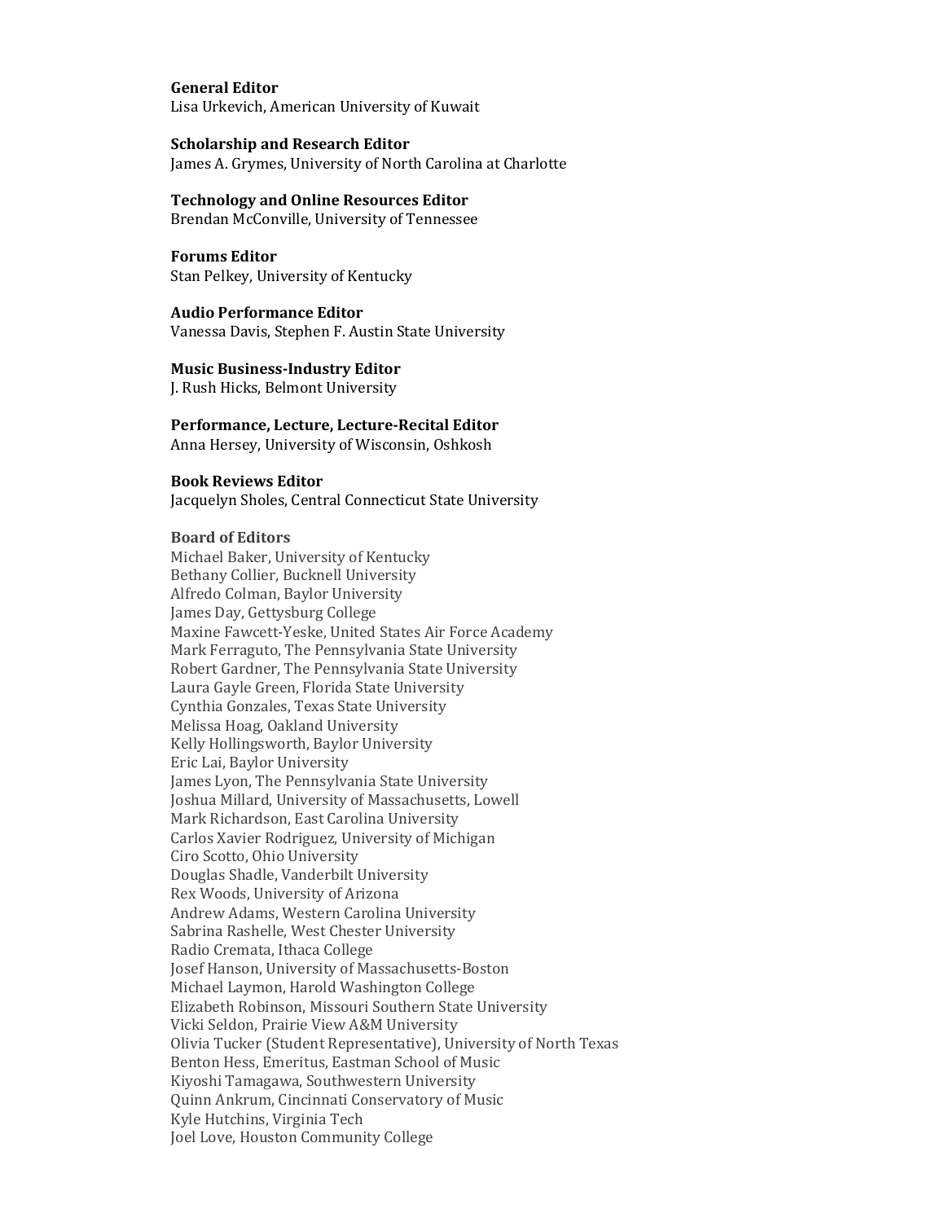**General Editor**
Lisa Urkevich, American University of Kuwait

**Scholarship and Research Editor**
James A. Grymes, University of North Carolina at Charlotte

**Technology and Online Resources Editor**
Brendan McConville, University of Tennessee

**Forums Editor**
Stan Pelkey, University of Kentucky

**Audio Performance Editor**
Vanessa Davis, Stephen F. Austin State University

**Music Business-Industry Editor**
J. Rush Hicks, Belmont University

**Performance, Lecture, Lecture-Recital Editor**
Anna Hersey, University of Wisconsin, Oshkosh

**Book Reviews Editor**
Jacquelyn Sholes, Central Connecticut State University

**Board of Editors**
Michael Baker, University of Kentucky
Bethany Collier, Bucknell University
Alfredo Colman, Baylor University
James Day, Gettysburg College
Maxine Fawcett-Yeske, United States Air Force Academy
Mark Ferraguto, The Pennsylvania State University
Robert Gardner, The Pennsylvania State University
Laura Gayle Green, Florida State University
Cynthia Gonzales, Texas State University
Melissa Hoag, Oakland University
Kelly Hollingsworth, Baylor University
Eric Lai, Baylor University
James Lyon, The Pennsylvania State University
Joshua Millard, University of Massachusetts, Lowell
Mark Richardson, East Carolina University
Carlos Xavier Rodriguez, University of Michigan
Ciro Scotto, Ohio University
Douglas Shadle, Vanderbilt University
Rex Woods, University of Arizona
Andrew Adams, Western Carolina University
Sabrina Rashelle, West Chester University
Radio Cremata, Ithaca College
Josef Hanson, University of Massachusetts-Boston
Michael Laymon, Harold Washington College
Elizabeth Robinson, Missouri Southern State University
Vicki Seldon, Prairie View A&M University
Olivia Tucker (Student Representative), University of North Texas
Benton Hess, Emeritus, Eastman School of Music
Kiyoshi Tamagawa, Southwestern University
Quinn Ankrum, Cincinnati Conservatory of Music
Kyle Hutchins, Virginia Tech
Joel Love, Houston Community College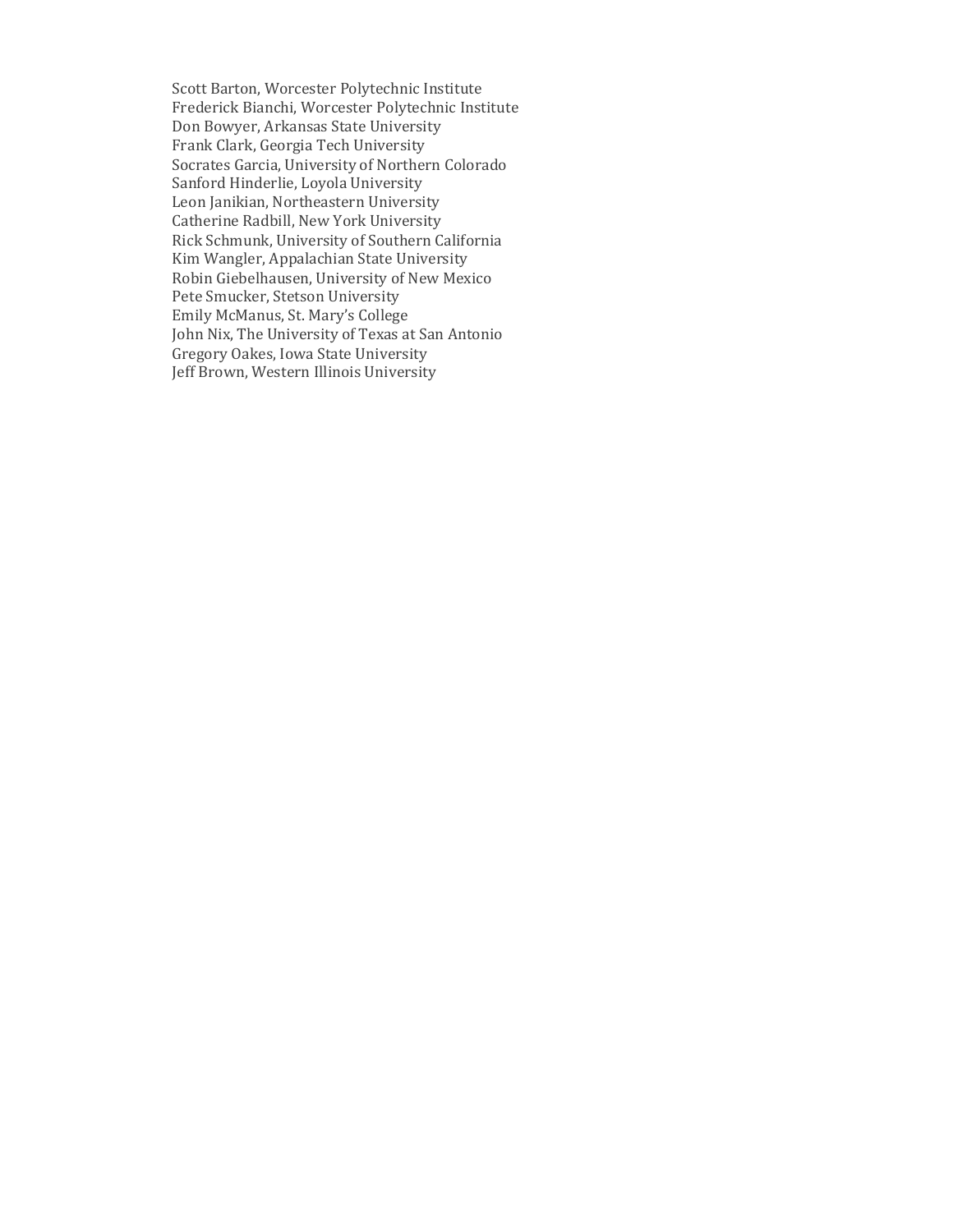Scott Barton, Worcester Polytechnic Institute
Frederick Bianchi, Worcester Polytechnic Institute
Don Bowyer, Arkansas State University
Frank Clark, Georgia Tech University
Socrates Garcia, University of Northern Colorado
Sanford Hinderlie, Loyola University
Leon Janikian, Northeastern University
Catherine Radbill, New York University
Rick Schmunk, University of Southern California
Kim Wangler, Appalachian State University
Robin Giebelhausen, University of New Mexico
Pete Smucker, Stetson University
Emily McManus, St. Mary's College
John Nix, The University of Texas at San Antonio
Gregory Oakes, Iowa State University
Jeff Brown, Western Illinois University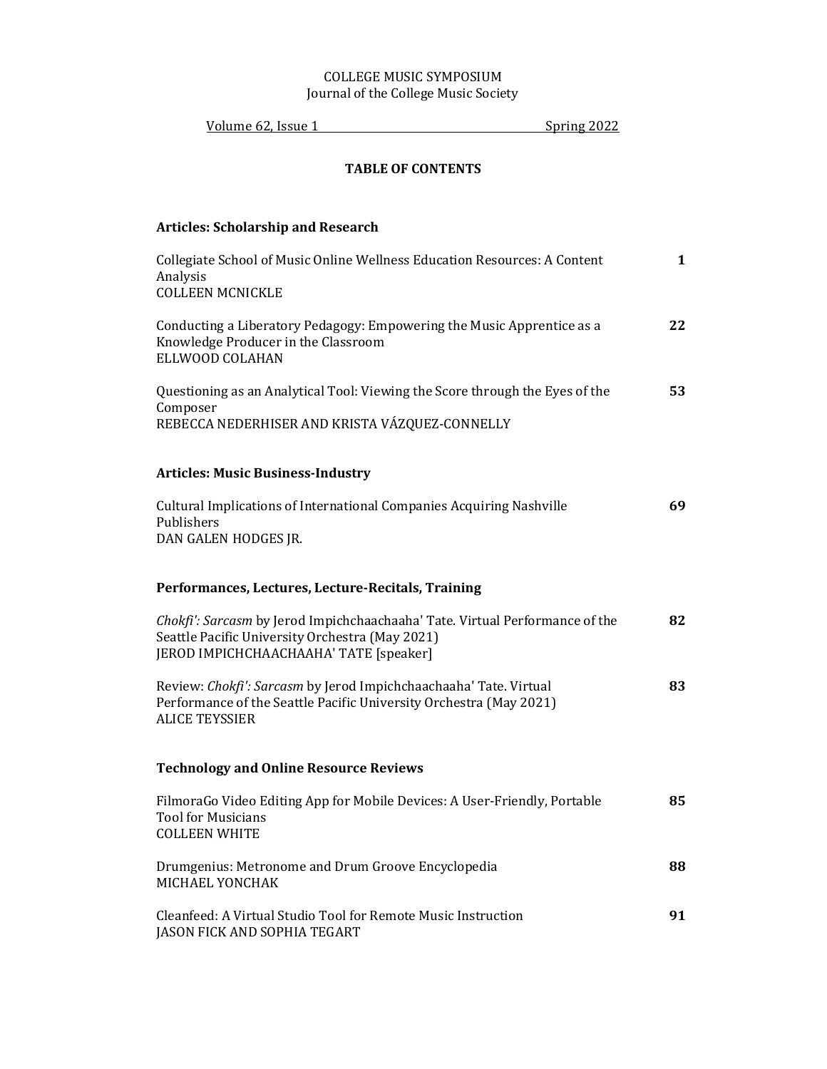COLLEGE MUSIC SYMPOSIUM
Journal of the College Music Society

Volume 62, Issue 1 Spring 2022

## TABLE OF CONTENTS

### Articles: Scholarship and Research

Collegiate School of Music Online Wellness Education Resources: A Content Analysis — **1**
COLLEEN MCNICKLE

Conducting a Liberatory Pedagogy: Empowering the Music Apprentice as a Knowledge Producer in the Classroom — **22**
ELLWOOD COLAHAN

Questioning as an Analytical Tool: Viewing the Score through the Eyes of the Composer — **53**
REBECCA NEDERHISER AND KRISTA VÁZQUEZ-CONNELLY

### Articles: Music Business-Industry

Cultural Implications of International Companies Acquiring Nashville Publishers — **69**
DAN GALEN HODGES JR.

### Performances, Lectures, Lecture-Recitals, Training

*Chokfi': Sarcasm* by Jerod Impichchaachaaha' Tate. Virtual Performance of the Seattle Pacific University Orchestra (May 2021) — **82**
JEROD IMPICHCHAACHAAHA' TATE [speaker]

Review: *Chokfi': Sarcasm* by Jerod Impichchaachaaha' Tate. Virtual Performance of the Seattle Pacific University Orchestra (May 2021) — **83**
ALICE TEYSSIER

### Technology and Online Resource Reviews

FilmoraGo Video Editing App for Mobile Devices: A User-Friendly, Portable Tool for Musicians — **85**
COLLEEN WHITE

Drumgenius: Metronome and Drum Groove Encyclopedia — **88**
MICHAEL YONCHAK

Cleanfeed: A Virtual Studio Tool for Remote Music Instruction — **91**
JASON FICK AND SOPHIA TEGART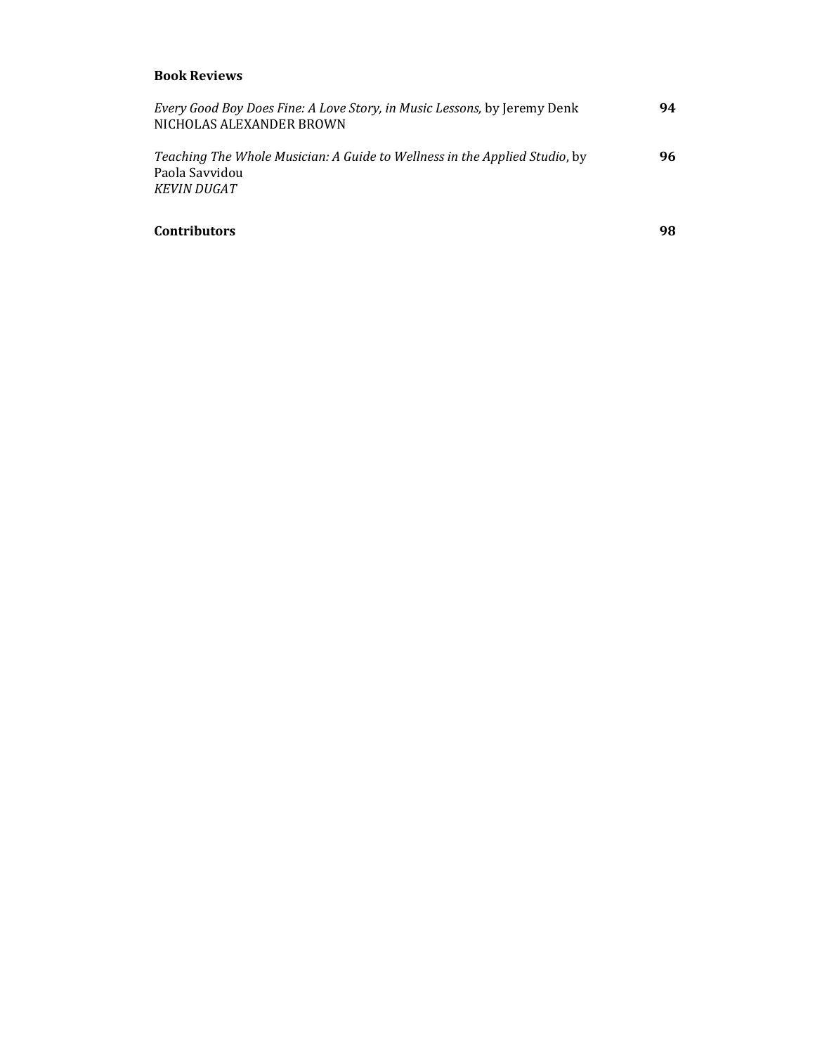**Book Reviews**

*Every Good Boy Does Fine: A Love Story, in Music Lessons,* by Jeremy Denk **94**
NICHOLAS ALEXANDER BROWN

*Teaching The Whole Musician: A Guide to Wellness in the Applied Studio*, by Paola Savvidou **96**
*KEVIN DUGAT*

**Contributors** **98**